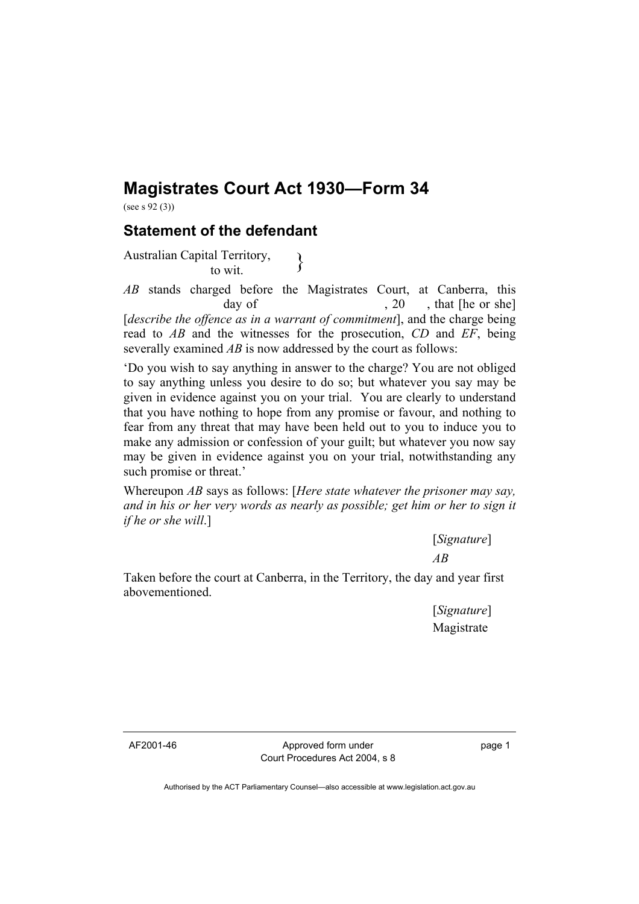# Magistrates Court Act 1930—Form 34

(see s 92 (3))

## Statement of the defendant

Australian Capital Territory,
to wit. }

*AB* stands charged before the Magistrates Court, at Canberra, this day of , 20 , that [he or she] [*describe the offence as in a warrant of commitment*], and the charge being read to *AB* and the witnesses for the prosecution, *CD* and *EF*, being severally examined *AB* is now addressed by the court as follows:

'Do you wish to say anything in answer to the charge? You are not obliged to say anything unless you desire to do so; but whatever you say may be given in evidence against you on your trial. You are clearly to understand that you have nothing to hope from any promise or favour, and nothing to fear from any threat that may have been held out to you to induce you to make any admission or confession of your guilt; but whatever you now say may be given in evidence against you on your trial, notwithstanding any such promise or threat.'

Whereupon *AB* says as follows: [*Here state whatever the prisoner may say, and in his or her very words as nearly as possible; get him or her to sign it if he or she will*.]

[*Signature*]
*AB*

Taken before the court at Canberra, in the Territory, the day and year first abovementioned.

[*Signature*]
Magistrate

AF2001-46 Approved form under Court Procedures Act 2004, s 8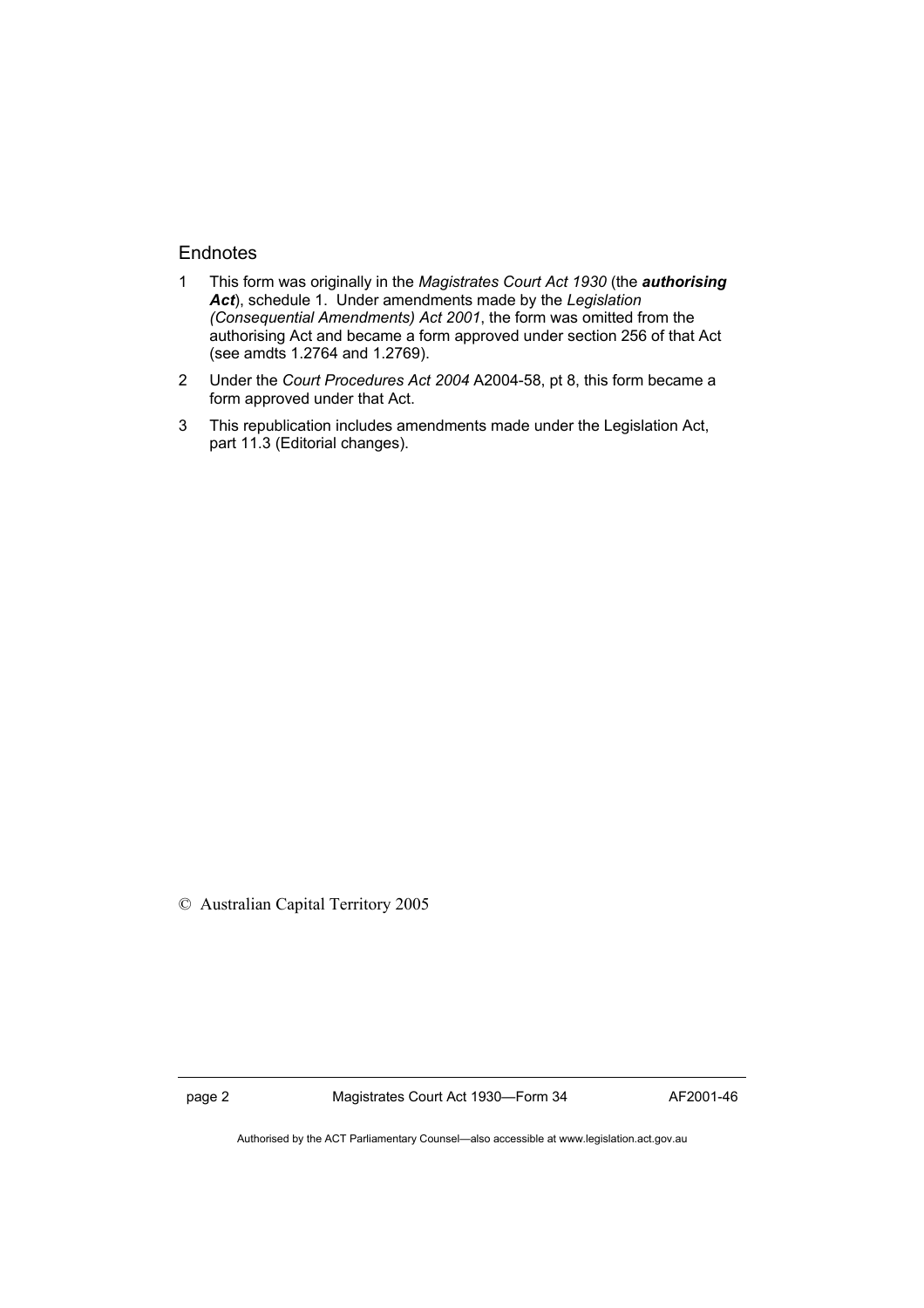## Endnotes

1. This form was originally in the *Magistrates Court Act 1930* (the ***authorising Act***), schedule 1. Under amendments made by the *Legislation (Consequential Amendments) Act 2001*, the form was omitted from the authorising Act and became a form approved under section 256 of that Act (see amdts 1.2764 and 1.2769).
2. Under the *Court Procedures Act 2004* A2004-58, pt 8, this form became a form approved under that Act.
3. This republication includes amendments made under the Legislation Act, part 11.3 (Editorial changes).

© Australian Capital Territory 2005